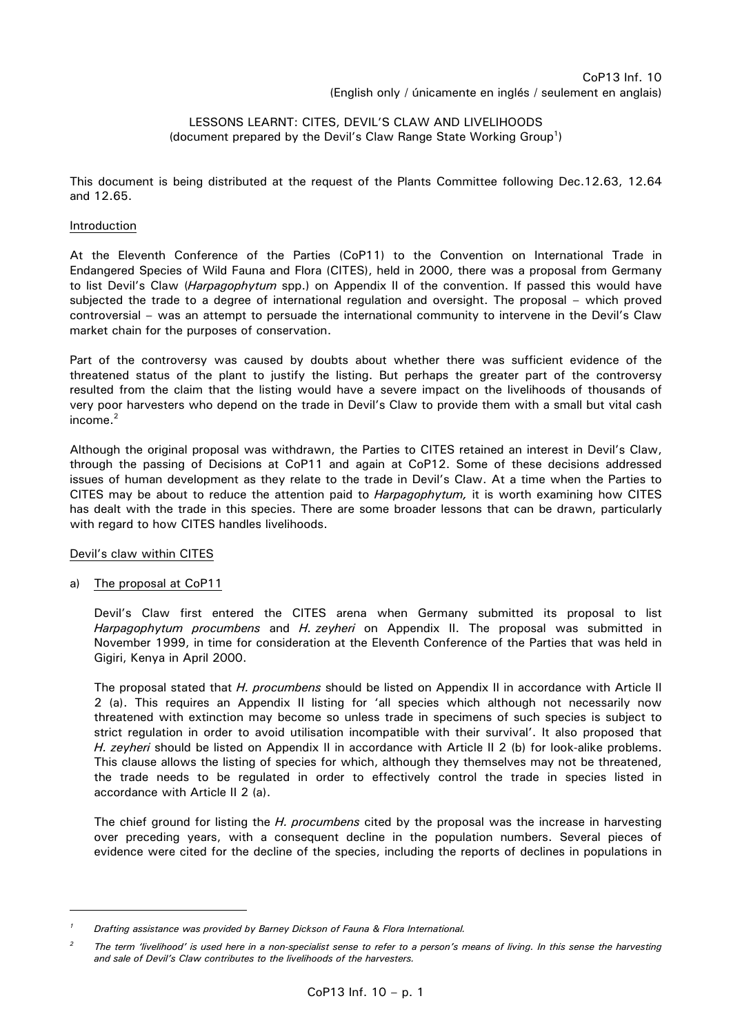CoP13 Inf. 10
(English only / únicamente en inglés / seulement en anglais)

LESSONS LEARNT: CITES, DEVIL'S CLAW AND LIVELIHOODS
(document prepared by the Devil's Claw Range State Working Group[1])

This document is being distributed at the request of the Plants Committee following Dec.12.63, 12.64 and 12.65.

## Introduction

At the Eleventh Conference of the Parties (CoP11) to the Convention on International Trade in Endangered Species of Wild Fauna and Flora (CITES), held in 2000, there was a proposal from Germany to list Devil's Claw (*Harpagophytum* spp.) on Appendix II of the convention. If passed this would have subjected the trade to a degree of international regulation and oversight. The proposal – which proved controversial – was an attempt to persuade the international community to intervene in the Devil's Claw market chain for the purposes of conservation.

Part of the controversy was caused by doubts about whether there was sufficient evidence of the threatened status of the plant to justify the listing. But perhaps the greater part of the controversy resulted from the claim that the listing would have a severe impact on the livelihoods of thousands of very poor harvesters who depend on the trade in Devil's Claw to provide them with a small but vital cash income.[2]

Although the original proposal was withdrawn, the Parties to CITES retained an interest in Devil's Claw, through the passing of Decisions at CoP11 and again at CoP12. Some of these decisions addressed issues of human development as they relate to the trade in Devil's Claw. At a time when the Parties to CITES may be about to reduce the attention paid to *Harpagophytum,* it is worth examining how CITES has dealt with the trade in this species. There are some broader lessons that can be drawn, particularly with regard to how CITES handles livelihoods.

## Devil's claw within CITES

### a) The proposal at CoP11

Devil's Claw first entered the CITES arena when Germany submitted its proposal to list *Harpagophytum procumbens* and *H. zeyheri* on Appendix II. The proposal was submitted in November 1999, in time for consideration at the Eleventh Conference of the Parties that was held in Gigiri, Kenya in April 2000.

The proposal stated that *H. procumbens* should be listed on Appendix II in accordance with Article II 2 (a). This requires an Appendix II listing for 'all species which although not necessarily now threatened with extinction may become so unless trade in specimens of such species is subject to strict regulation in order to avoid utilisation incompatible with their survival'. It also proposed that *H. zeyheri* should be listed on Appendix II in accordance with Article II 2 (b) for look-alike problems. This clause allows the listing of species for which, although they themselves may not be threatened, the trade needs to be regulated in order to effectively control the trade in species listed in accordance with Article II 2 (a).

The chief ground for listing the *H. procumbens* cited by the proposal was the increase in harvesting over preceding years, with a consequent decline in the population numbers. Several pieces of evidence were cited for the decline of the species, including the reports of declines in populations in

---

[1] *Drafting assistance was provided by Barney Dickson of Fauna & Flora International.*

[2] *The term 'livelihood' is used here in a non-specialist sense to refer to a person's means of living. In this sense the harvesting and sale of Devil's Claw contributes to the livelihoods of the harvesters.*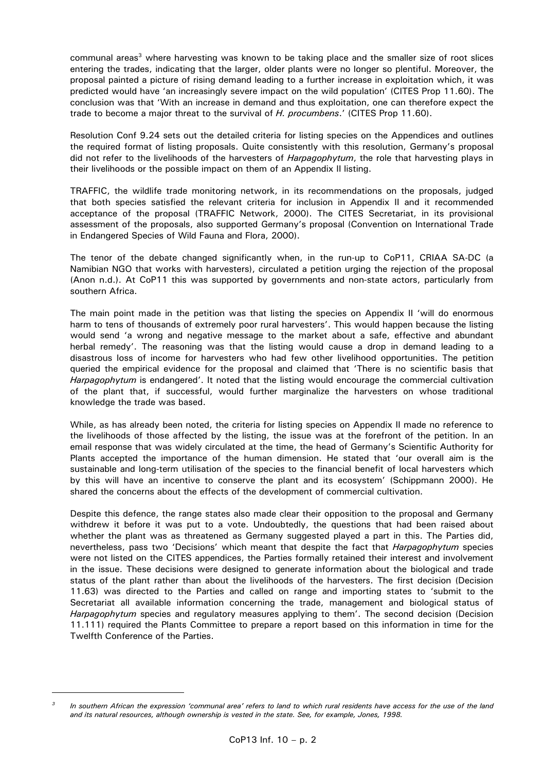communal areas[3] where harvesting was known to be taking place and the smaller size of root slices entering the trades, indicating that the larger, older plants were no longer so plentiful. Moreover, the proposal painted a picture of rising demand leading to a further increase in exploitation which, it was predicted would have 'an increasingly severe impact on the wild population' (CITES Prop 11.60). The conclusion was that 'With an increase in demand and thus exploitation, one can therefore expect the trade to become a major threat to the survival of *H. procumbens*.' (CITES Prop 11.60).

Resolution Conf 9.24 sets out the detailed criteria for listing species on the Appendices and outlines the required format of listing proposals. Quite consistently with this resolution, Germany's proposal did not refer to the livelihoods of the harvesters of *Harpagophytum*, the role that harvesting plays in their livelihoods or the possible impact on them of an Appendix II listing.

TRAFFIC, the wildlife trade monitoring network, in its recommendations on the proposals, judged that both species satisfied the relevant criteria for inclusion in Appendix II and it recommended acceptance of the proposal (TRAFFIC Network, 2000). The CITES Secretariat, in its provisional assessment of the proposals, also supported Germany's proposal (Convention on International Trade in Endangered Species of Wild Fauna and Flora, 2000).

The tenor of the debate changed significantly when, in the run-up to CoP11, CRIAA SA-DC (a Namibian NGO that works with harvesters), circulated a petition urging the rejection of the proposal (Anon n.d.). At CoP11 this was supported by governments and non-state actors, particularly from southern Africa.

The main point made in the petition was that listing the species on Appendix II 'will do enormous harm to tens of thousands of extremely poor rural harvesters'. This would happen because the listing would send 'a wrong and negative message to the market about a safe, effective and abundant herbal remedy'. The reasoning was that the listing would cause a drop in demand leading to a disastrous loss of income for harvesters who had few other livelihood opportunities. The petition queried the empirical evidence for the proposal and claimed that 'There is no scientific basis that *Harpagophytum* is endangered'. It noted that the listing would encourage the commercial cultivation of the plant that, if successful, would further marginalize the harvesters on whose traditional knowledge the trade was based.

While, as has already been noted, the criteria for listing species on Appendix II made no reference to the livelihoods of those affected by the listing, the issue was at the forefront of the petition. In an email response that was widely circulated at the time, the head of Germany's Scientific Authority for Plants accepted the importance of the human dimension. He stated that 'our overall aim is the sustainable and long-term utilisation of the species to the financial benefit of local harvesters which by this will have an incentive to conserve the plant and its ecosystem' (Schippmann 2000). He shared the concerns about the effects of the development of commercial cultivation.

Despite this defence, the range states also made clear their opposition to the proposal and Germany withdrew it before it was put to a vote. Undoubtedly, the questions that had been raised about whether the plant was as threatened as Germany suggested played a part in this. The Parties did, nevertheless, pass two 'Decisions' which meant that despite the fact that *Harpagophytum* species were not listed on the CITES appendices, the Parties formally retained their interest and involvement in the issue. These decisions were designed to generate information about the biological and trade status of the plant rather than about the livelihoods of the harvesters. The first decision (Decision 11.63) was directed to the Parties and called on range and importing states to 'submit to the Secretariat all available information concerning the trade, management and biological status of *Harpagophytum* species and regulatory measures applying to them'. The second decision (Decision 11.111) required the Plants Committee to prepare a report based on this information in time for the Twelfth Conference of the Parties.

---

[3] *In southern African the expression 'communal area' refers to land to which rural residents have access for the use of the land and its natural resources, although ownership is vested in the state. See, for example, Jones, 1998.*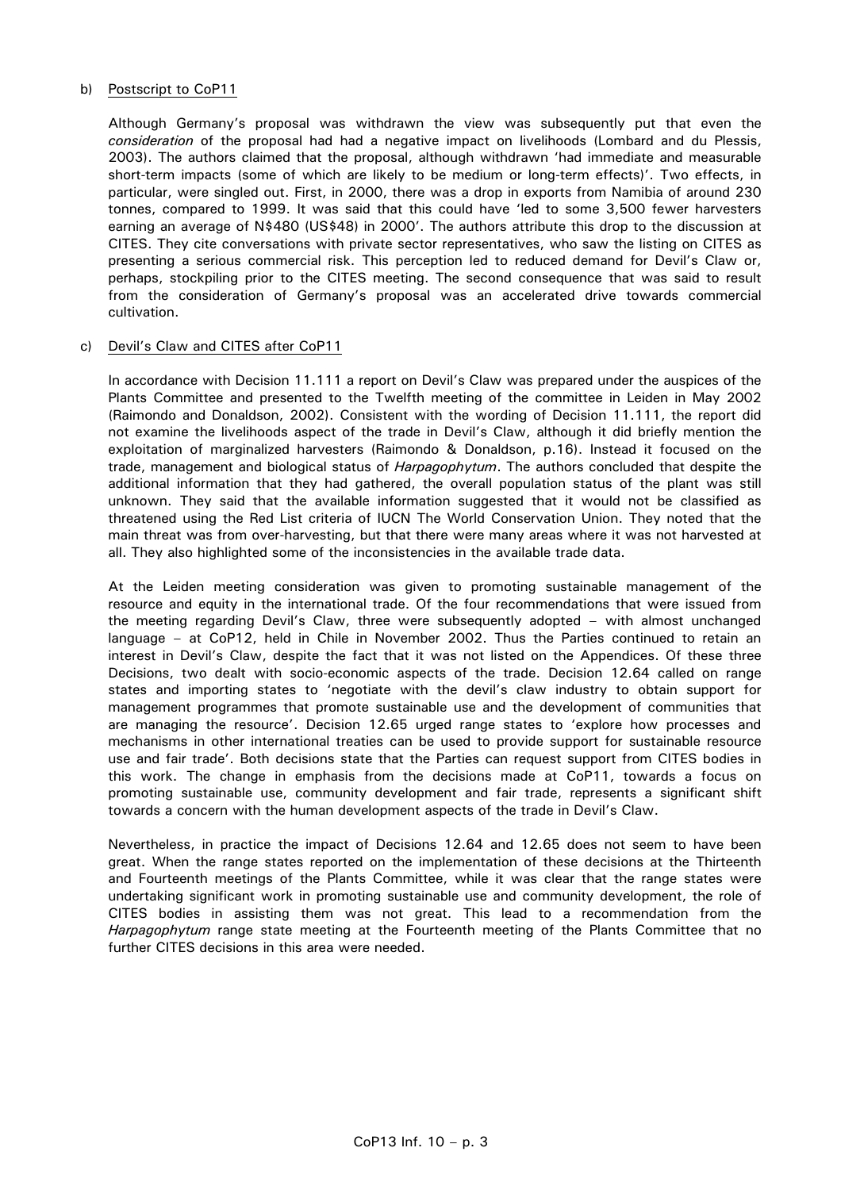b) Postscript to CoP11

Although Germany's proposal was withdrawn the view was subsequently put that even the *consideration* of the proposal had had a negative impact on livelihoods (Lombard and du Plessis, 2003). The authors claimed that the proposal, although withdrawn 'had immediate and measurable short-term impacts (some of which are likely to be medium or long-term effects)'. Two effects, in particular, were singled out. First, in 2000, there was a drop in exports from Namibia of around 230 tonnes, compared to 1999. It was said that this could have 'led to some 3,500 fewer harvesters earning an average of N$480 (US$48) in 2000'. The authors attribute this drop to the discussion at CITES. They cite conversations with private sector representatives, who saw the listing on CITES as presenting a serious commercial risk. This perception led to reduced demand for Devil's Claw or, perhaps, stockpiling prior to the CITES meeting. The second consequence that was said to result from the consideration of Germany's proposal was an accelerated drive towards commercial cultivation.

c) Devil's Claw and CITES after CoP11

In accordance with Decision 11.111 a report on Devil's Claw was prepared under the auspices of the Plants Committee and presented to the Twelfth meeting of the committee in Leiden in May 2002 (Raimondo and Donaldson, 2002). Consistent with the wording of Decision 11.111, the report did not examine the livelihoods aspect of the trade in Devil's Claw, although it did briefly mention the exploitation of marginalized harvesters (Raimondo & Donaldson, p.16). Instead it focused on the trade, management and biological status of *Harpagophytum*. The authors concluded that despite the additional information that they had gathered, the overall population status of the plant was still unknown. They said that the available information suggested that it would not be classified as threatened using the Red List criteria of IUCN The World Conservation Union. They noted that the main threat was from over-harvesting, but that there were many areas where it was not harvested at all. They also highlighted some of the inconsistencies in the available trade data.

At the Leiden meeting consideration was given to promoting sustainable management of the resource and equity in the international trade. Of the four recommendations that were issued from the meeting regarding Devil's Claw, three were subsequently adopted – with almost unchanged language – at CoP12, held in Chile in November 2002. Thus the Parties continued to retain an interest in Devil's Claw, despite the fact that it was not listed on the Appendices. Of these three Decisions, two dealt with socio-economic aspects of the trade. Decision 12.64 called on range states and importing states to 'negotiate with the devil's claw industry to obtain support for management programmes that promote sustainable use and the development of communities that are managing the resource'. Decision 12.65 urged range states to 'explore how processes and mechanisms in other international treaties can be used to provide support for sustainable resource use and fair trade'. Both decisions state that the Parties can request support from CITES bodies in this work. The change in emphasis from the decisions made at CoP11, towards a focus on promoting sustainable use, community development and fair trade, represents a significant shift towards a concern with the human development aspects of the trade in Devil's Claw.

Nevertheless, in practice the impact of Decisions 12.64 and 12.65 does not seem to have been great. When the range states reported on the implementation of these decisions at the Thirteenth and Fourteenth meetings of the Plants Committee, while it was clear that the range states were undertaking significant work in promoting sustainable use and community development, the role of CITES bodies in assisting them was not great. This lead to a recommendation from the *Harpagophytum* range state meeting at the Fourteenth meeting of the Plants Committee that no further CITES decisions in this area were needed.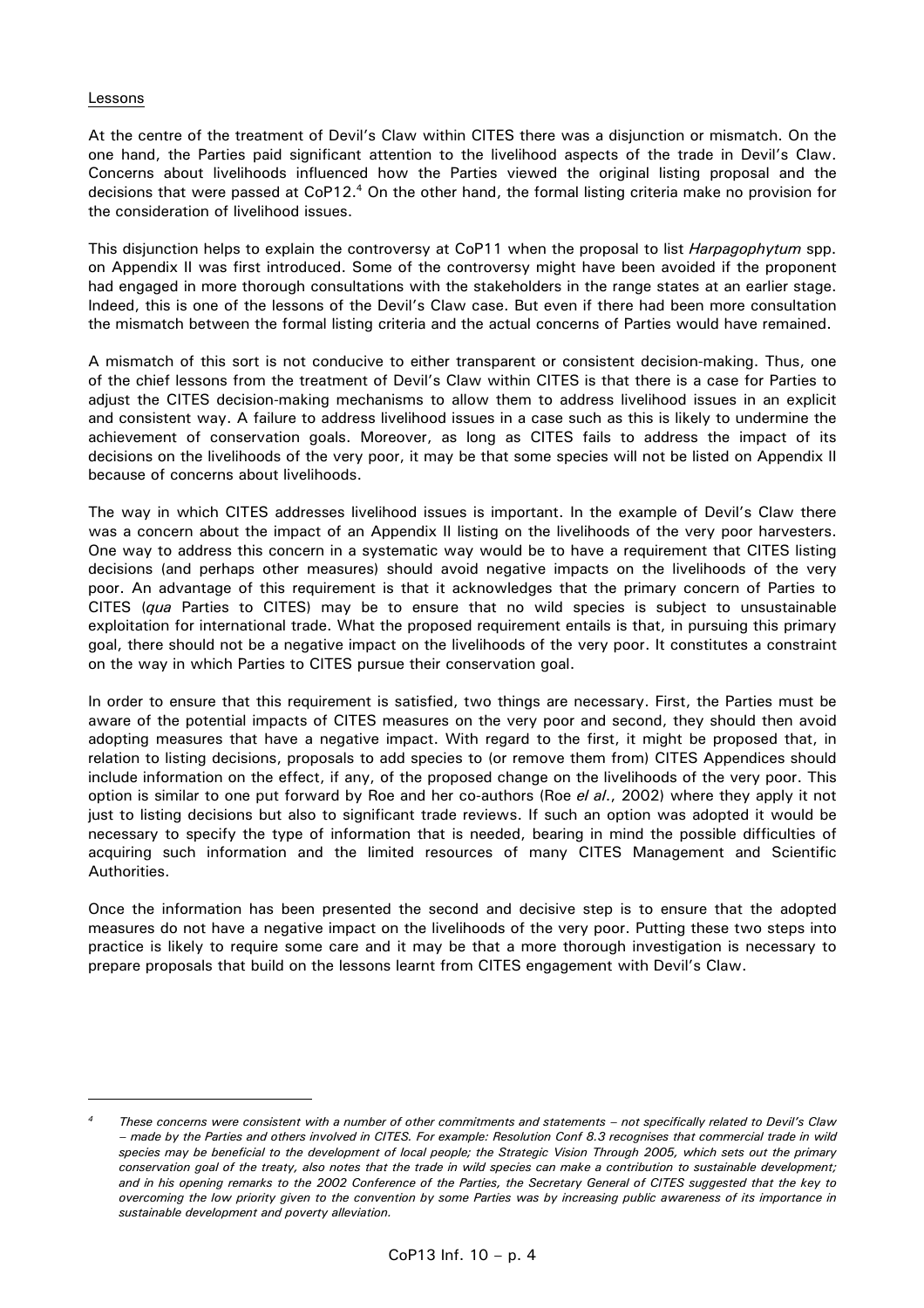Lessons

At the centre of the treatment of Devil's Claw within CITES there was a disjunction or mismatch. On the one hand, the Parties paid significant attention to the livelihood aspects of the trade in Devil's Claw. Concerns about livelihoods influenced how the Parties viewed the original listing proposal and the decisions that were passed at CoP12.[4] On the other hand, the formal listing criteria make no provision for the consideration of livelihood issues.

This disjunction helps to explain the controversy at CoP11 when the proposal to list *Harpagophytum* spp. on Appendix II was first introduced. Some of the controversy might have been avoided if the proponent had engaged in more thorough consultations with the stakeholders in the range states at an earlier stage. Indeed, this is one of the lessons of the Devil's Claw case. But even if there had been more consultation the mismatch between the formal listing criteria and the actual concerns of Parties would have remained.

A mismatch of this sort is not conducive to either transparent or consistent decision-making. Thus, one of the chief lessons from the treatment of Devil's Claw within CITES is that there is a case for Parties to adjust the CITES decision-making mechanisms to allow them to address livelihood issues in an explicit and consistent way. A failure to address livelihood issues in a case such as this is likely to undermine the achievement of conservation goals. Moreover, as long as CITES fails to address the impact of its decisions on the livelihoods of the very poor, it may be that some species will not be listed on Appendix II because of concerns about livelihoods.

The way in which CITES addresses livelihood issues is important. In the example of Devil's Claw there was a concern about the impact of an Appendix II listing on the livelihoods of the very poor harvesters. One way to address this concern in a systematic way would be to have a requirement that CITES listing decisions (and perhaps other measures) should avoid negative impacts on the livelihoods of the very poor. An advantage of this requirement is that it acknowledges that the primary concern of Parties to CITES (*qua* Parties to CITES) may be to ensure that no wild species is subject to unsustainable exploitation for international trade. What the proposed requirement entails is that, in pursuing this primary goal, there should not be a negative impact on the livelihoods of the very poor. It constitutes a constraint on the way in which Parties to CITES pursue their conservation goal.

In order to ensure that this requirement is satisfied, two things are necessary. First, the Parties must be aware of the potential impacts of CITES measures on the very poor and second, they should then avoid adopting measures that have a negative impact. With regard to the first, it might be proposed that, in relation to listing decisions, proposals to add species to (or remove them from) CITES Appendices should include information on the effect, if any, of the proposed change on the livelihoods of the very poor. This option is similar to one put forward by Roe and her co-authors (Roe *el al*., 2002) where they apply it not just to listing decisions but also to significant trade reviews. If such an option was adopted it would be necessary to specify the type of information that is needed, bearing in mind the possible difficulties of acquiring such information and the limited resources of many CITES Management and Scientific Authorities.

Once the information has been presented the second and decisive step is to ensure that the adopted measures do not have a negative impact on the livelihoods of the very poor. Putting these two steps into practice is likely to require some care and it may be that a more thorough investigation is necessary to prepare proposals that build on the lessons learnt from CITES engagement with Devil's Claw.

---

[4] *These concerns were consistent with a number of other commitments and statements – not specifically related to Devil's Claw – made by the Parties and others involved in CITES. For example: Resolution Conf 8.3 recognises that commercial trade in wild species may be beneficial to the development of local people; the Strategic Vision Through 2005, which sets out the primary conservation goal of the treaty, also notes that the trade in wild species can make a contribution to sustainable development; and in his opening remarks to the 2002 Conference of the Parties, the Secretary General of CITES suggested that the key to overcoming the low priority given to the convention by some Parties was by increasing public awareness of its importance in sustainable development and poverty alleviation.*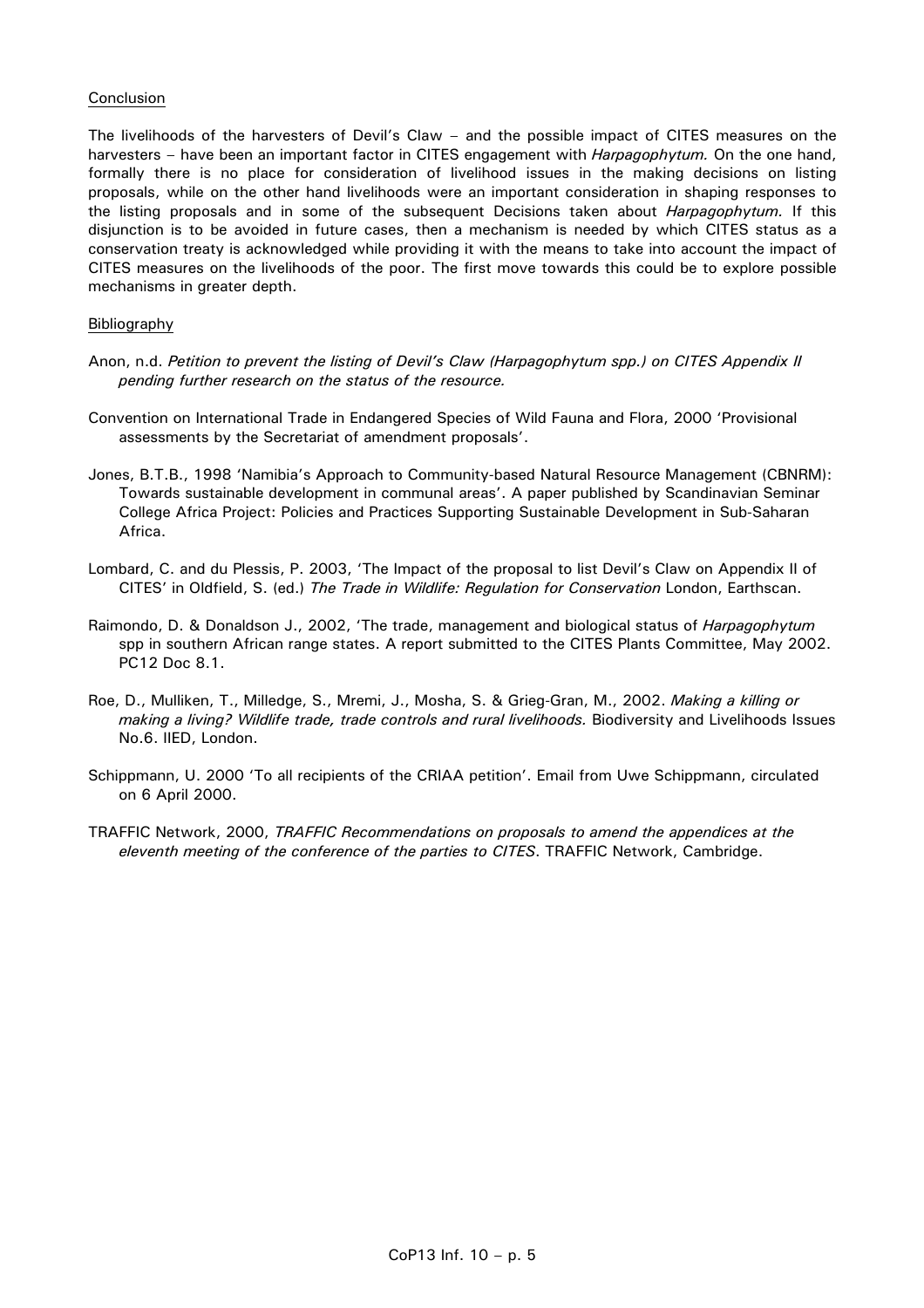## Conclusion

The livelihoods of the harvesters of Devil's Claw – and the possible impact of CITES measures on the harvesters – have been an important factor in CITES engagement with *Harpagophytum.* On the one hand, formally there is no place for consideration of livelihood issues in the making decisions on listing proposals, while on the other hand livelihoods were an important consideration in shaping responses to the listing proposals and in some of the subsequent Decisions taken about *Harpagophytum.* If this disjunction is to be avoided in future cases, then a mechanism is needed by which CITES status as a conservation treaty is acknowledged while providing it with the means to take into account the impact of CITES measures on the livelihoods of the poor. The first move towards this could be to explore possible mechanisms in greater depth.

## Bibliography

Anon, n.d. *Petition to prevent the listing of Devil's Claw (Harpagophytum spp.) on CITES Appendix II pending further research on the status of the resource.*

Convention on International Trade in Endangered Species of Wild Fauna and Flora, 2000 'Provisional assessments by the Secretariat of amendment proposals'.

Jones, B.T.B., 1998 'Namibia's Approach to Community-based Natural Resource Management (CBNRM): Towards sustainable development in communal areas'. A paper published by Scandinavian Seminar College Africa Project: Policies and Practices Supporting Sustainable Development in Sub-Saharan Africa.

Lombard, C. and du Plessis, P. 2003, 'The Impact of the proposal to list Devil's Claw on Appendix II of CITES' in Oldfield, S. (ed.) *The Trade in Wildlife: Regulation for Conservation* London, Earthscan.

Raimondo, D. & Donaldson J., 2002, 'The trade, management and biological status of *Harpagophytum* spp in southern African range states. A report submitted to the CITES Plants Committee, May 2002. PC12 Doc 8.1.

Roe, D., Mulliken, T., Milledge, S., Mremi, J., Mosha, S. & Grieg-Gran, M., 2002. *Making a killing or making a living? Wildlife trade, trade controls and rural livelihoods.* Biodiversity and Livelihoods Issues No.6. IIED, London.

Schippmann, U. 2000 'To all recipients of the CRIAA petition'. Email from Uwe Schippmann, circulated on 6 April 2000.

TRAFFIC Network, 2000, *TRAFFIC Recommendations on proposals to amend the appendices at the eleventh meeting of the conference of the parties to CITES*. TRAFFIC Network, Cambridge.